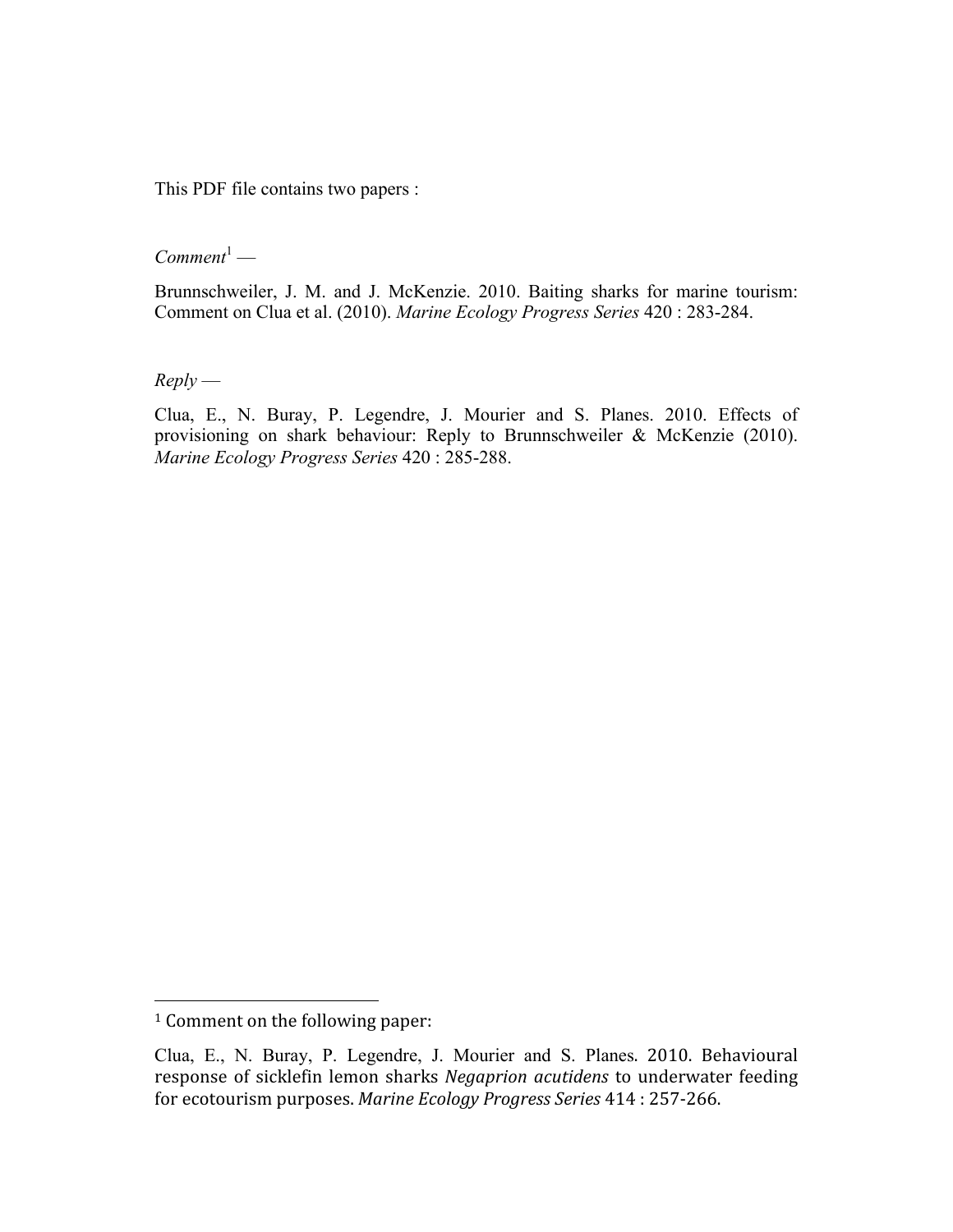This PDF file contains two papers :

*Comment*[1] —

Brunnschweiler, J. M. and J. McKenzie. 2010. Baiting sharks for marine tourism: Comment on Clua et al. (2010). *Marine Ecology Progress Series* 420 : 283-284.

*Reply* —

Clua, E., N. Buray, P. Legendre, J. Mourier and S. Planes. 2010. Effects of provisioning on shark behaviour: Reply to Brunnschweiler & McKenzie (2010). *Marine Ecology Progress Series* 420 : 285-288.

---

[1] Comment on the following paper:

Clua, E., N. Buray, P. Legendre, J. Mourier and S. Planes. 2010. Behavioural response of sicklefin lemon sharks *Negaprion acutidens* to underwater feeding for ecotourism purposes. *Marine Ecology Progress Series* 414 : 257-266.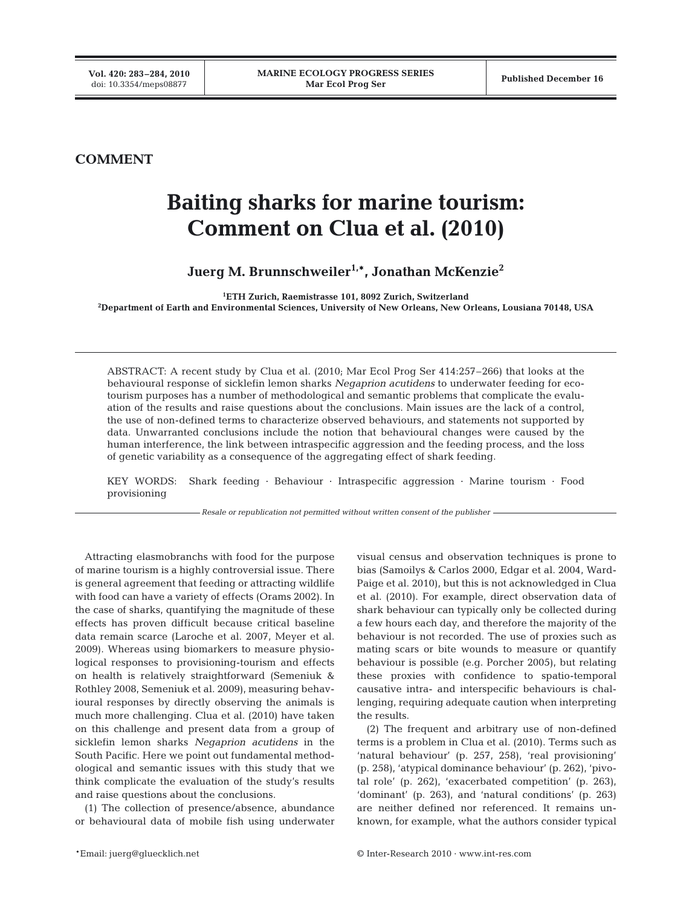## COMMENT

# Baiting sharks for marine tourism: Comment on Clua et al. (2010)

**Juerg M. Brunnschweiler[1,*], Jonathan McKenzie[2]**

[1]ETH Zurich, Raemistrasse 101, 8092 Zurich, Switzerland
[2]Department of Earth and Environmental Sciences, University of New Orleans, New Orleans, Lousiana 70148, USA

ABSTRACT: A recent study by Clua et al. (2010; Mar Ecol Prog Ser 414:257–266) that looks at the behavioural response of sicklefin lemon sharks *Negaprion acutidens* to underwater feeding for ecotourism purposes has a number of methodological and semantic problems that complicate the evaluation of the results and raise questions about the conclusions. Main issues are the lack of a control, the use of non-defined terms to characterize observed behaviours, and statements not supported by data. Unwarranted conclusions include the notion that behavioural changes were caused by the human interference, the link between intraspecific aggression and the feeding process, and the loss of genetic variability as a consequence of the aggregating effect of shark feeding.

KEY WORDS: Shark feeding · Behaviour · Intraspecific aggression · Marine tourism · Food provisioning

*Resale or republication not permitted without written consent of the publisher*

Attracting elasmobranchs with food for the purpose of marine tourism is a highly controversial issue. There is general agreement that feeding or attracting wildlife with food can have a variety of effects (Orams 2002). In the case of sharks, quantifying the magnitude of these effects has proven difficult because critical baseline data remain scarce (Laroche et al. 2007, Meyer et al. 2009). Whereas using biomarkers to measure physiological responses to provisioning-tourism and effects on health is relatively straightforward (Semeniuk & Rothley 2008, Semeniuk et al. 2009), measuring behavioural responses by directly observing the animals is much more challenging. Clua et al. (2010) have taken on this challenge and present data from a group of sicklefin lemon sharks *Negaprion acutidens* in the South Pacific. Here we point out fundamental methodological and semantic issues with this study that we think complicate the evaluation of the study's results and raise questions about the conclusions.

(1) The collection of presence/absence, abundance or behavioural data of mobile fish using underwater visual census and observation techniques is prone to bias (Samoilys & Carlos 2000, Edgar et al. 2004, Ward-Paige et al. 2010), but this is not acknowledged in Clua et al. (2010). For example, direct observation data of shark behaviour can typically only be collected during a few hours each day, and therefore the majority of the behaviour is not recorded. The use of proxies such as mating scars or bite wounds to measure or quantify behaviour is possible (e.g. Porcher 2005), but relating these proxies with confidence to spatio-temporal causative intra- and interspecific behaviours is challenging, requiring adequate caution when interpreting the results.

(2) The frequent and arbitrary use of non-defined terms is a problem in Clua et al. (2010). Terms such as 'natural behaviour' (p. 257, 258), 'real provisioning' (p. 258), 'atypical dominance behaviour' (p. 262), 'pivotal role' (p. 262), 'exacerbated competition' (p. 263), 'dominant' (p. 263), and 'natural conditions' (p. 263) are neither defined nor referenced. It remains unknown, for example, what the authors consider typical

*Email: juerg@gluecklich.net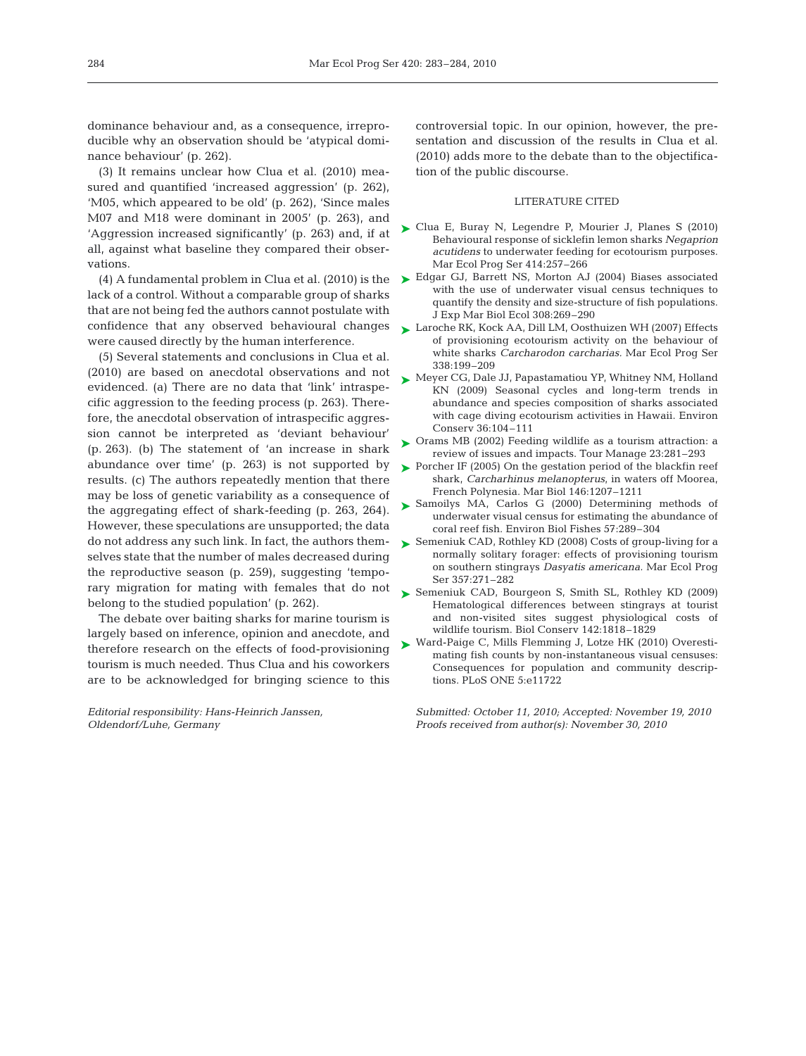dominance behaviour and, as a consequence, irreproducible why an observation should be 'atypical dominance behaviour' (p. 262).

(3) It remains unclear how Clua et al. (2010) measured and quantified 'increased aggression' (p. 262), 'M05, which appeared to be old' (p. 262), 'Since males M07 and M18 were dominant in 2005' (p. 263), and 'Aggression increased significantly' (p. 263) and, if at all, against what baseline they compared their observations.

(4) A fundamental problem in Clua et al. (2010) is the lack of a control. Without a comparable group of sharks that are not being fed the authors cannot postulate with confidence that any observed behavioural changes were caused directly by the human interference.

(5) Several statements and conclusions in Clua et al. (2010) are based on anecdotal observations and not evidenced. (a) There are no data that 'link' intraspecific aggression to the feeding process (p. 263). Therefore, the anecdotal observation of intraspecific aggression cannot be interpreted as 'deviant behaviour' (p. 263). (b) The statement of 'an increase in shark abundance over time' (p. 263) is not supported by results. (c) The authors repeatedly mention that there may be loss of genetic variability as a consequence of the aggregating effect of shark-feeding (p. 263, 264). However, these speculations are unsupported; the data do not address any such link. In fact, the authors themselves state that the number of males decreased during the reproductive season (p. 259), suggesting 'temporary migration for mating with females that do not belong to the studied population' (p. 262).

The debate over baiting sharks for marine tourism is largely based on inference, opinion and anecdote, and therefore research on the effects of food-provisioning tourism is much needed. Thus Clua and his coworkers are to be acknowledged for bringing science to this controversial topic. In our opinion, however, the presentation and discussion of the results in Clua et al. (2010) adds more to the debate than to the objectification of the public discourse.

## LITERATURE CITED

- Clua E, Buray N, Legendre P, Mourier J, Planes S (2010) Behavioural response of sicklefin lemon sharks *Negaprion acutidens* to underwater feeding for ecotourism purposes. Mar Ecol Prog Ser 414:257–266
- Edgar GJ, Barrett NS, Morton AJ (2004) Biases associated with the use of underwater visual census techniques to quantify the density and size-structure of fish populations. J Exp Mar Biol Ecol 308:269–290
- Laroche RK, Kock AA, Dill LM, Oosthuizen WH (2007) Effects of provisioning ecotourism activity on the behaviour of white sharks *Carcharodon carcharias*. Mar Ecol Prog Ser 338:199–209
- Meyer CG, Dale JJ, Papastamatiou YP, Whitney NM, Holland KN (2009) Seasonal cycles and long-term trends in abundance and species composition of sharks associated with cage diving ecotourism activities in Hawaii. Environ Conserv 36:104–111
- Orams MB (2002) Feeding wildlife as a tourism attraction: a review of issues and impacts. Tour Manage 23:281–293
- Porcher IF (2005) On the gestation period of the blackfin reef shark, *Carcharhinus melanopterus*, in waters off Moorea, French Polynesia. Mar Biol 146:1207–1211
- Samoilys MA, Carlos G (2000) Determining methods of underwater visual census for estimating the abundance of coral reef fish. Environ Biol Fishes 57:289–304
- Semeniuk CAD, Rothley KD (2008) Costs of group-living for a normally solitary forager: effects of provisioning tourism on southern stingrays *Dasyatis americana*. Mar Ecol Prog Ser 357:271–282
- Semeniuk CAD, Bourgeon S, Smith SL, Rothley KD (2009) Hematological differences between stingrays at tourist and non-visited sites suggest physiological costs of wildlife tourism. Biol Conserv 142:1818–1829
- Ward-Paige C, Mills Flemming J, Lotze HK (2010) Overestimating fish counts by non-instantaneous visual censuses: Consequences for population and community descriptions. PLoS ONE 5:e11722

*Editorial responsibility: Hans-Heinrich Janssen, Oldendorf/Luhe, Germany*

*Submitted: October 11, 2010; Accepted: November 19, 2010*
*Proofs received from author(s): November 30, 2010*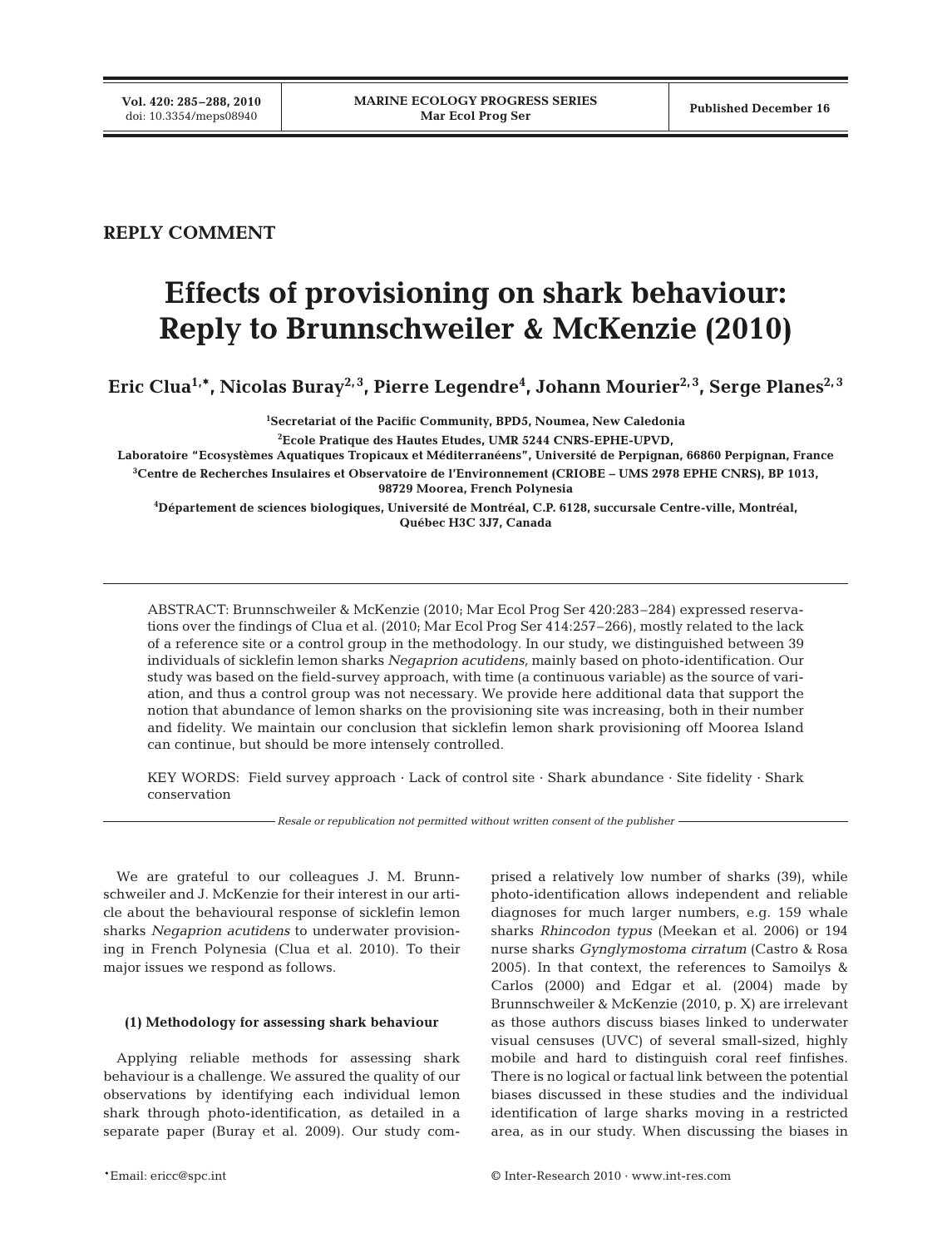**REPLY COMMENT**

# Effects of provisioning on shark behaviour: Reply to Brunnschweiler & McKenzie (2010)

**Eric Clua[1,*], Nicolas Buray[2,3], Pierre Legendre[4], Johann Mourier[2,3], Serge Planes[2,3]**

[1]Secretariat of the Pacific Community, BPD5, Noumea, New Caledonia

[2]Ecole Pratique des Hautes Etudes, UMR 5244 CNRS-EPHE-UPVD, Laboratoire "Ecosystèmes Aquatiques Tropicaux et Méditerranéens", Université de Perpignan, 66860 Perpignan, France

[3]Centre de Recherches Insulaires et Observatoire de l'Environnement (CRIOBE – UMS 2978 EPHE CNRS), BP 1013, 98729 Moorea, French Polynesia

[4]Département de sciences biologiques, Université de Montréal, C.P. 6128, succursale Centre-ville, Montréal, Québec H3C 3J7, Canada

ABSTRACT: Brunnschweiler & McKenzie (2010; Mar Ecol Prog Ser 420:283–284) expressed reservations over the findings of Clua et al. (2010; Mar Ecol Prog Ser 414:257–266), mostly related to the lack of a reference site or a control group in the methodology. In our study, we distinguished between 39 individuals of sicklefin lemon sharks *Negaprion acutidens*, mainly based on photo-identification. Our study was based on the field-survey approach, with time (a continuous variable) as the source of variation, and thus a control group was not necessary. We provide here additional data that support the notion that abundance of lemon sharks on the provisioning site was increasing, both in their number and fidelity. We maintain our conclusion that sicklefin lemon shark provisioning off Moorea Island can continue, but should be more intensely controlled.

KEY WORDS: Field survey approach · Lack of control site · Shark abundance · Site fidelity · Shark conservation

*Resale or republication not permitted without written consent of the publisher*

We are grateful to our colleagues J. M. Brunnschweiler and J. McKenzie for their interest in our article about the behavioural response of sicklefin lemon sharks *Negaprion acutidens* to underwater provisioning in French Polynesia (Clua et al. 2010). To their major issues we respond as follows.

### (1) Methodology for assessing shark behaviour

Applying reliable methods for assessing shark behaviour is a challenge. We assured the quality of our observations by identifying each individual lemon shark through photo-identification, as detailed in a separate paper (Buray et al. 2009). Our study comprised a relatively low number of sharks (39), while photo-identification allows independent and reliable diagnoses for much larger numbers, e.g. 159 whale sharks *Rhincodon typus* (Meekan et al. 2006) or 194 nurse sharks *Gynglymostoma cirratum* (Castro & Rosa 2005). In that context, the references to Samoilys & Carlos (2000) and Edgar et al. (2004) made by Brunnschweiler & McKenzie (2010, p. X) are irrelevant as those authors discuss biases linked to underwater visual censuses (UVC) of several small-sized, highly mobile and hard to distinguish coral reef finfishes. There is no logical or factual link between the potential biases discussed in these studies and the individual identification of large sharks moving in a restricted area, as in our study. When discussing the biases in

*Email: ericc@spc.int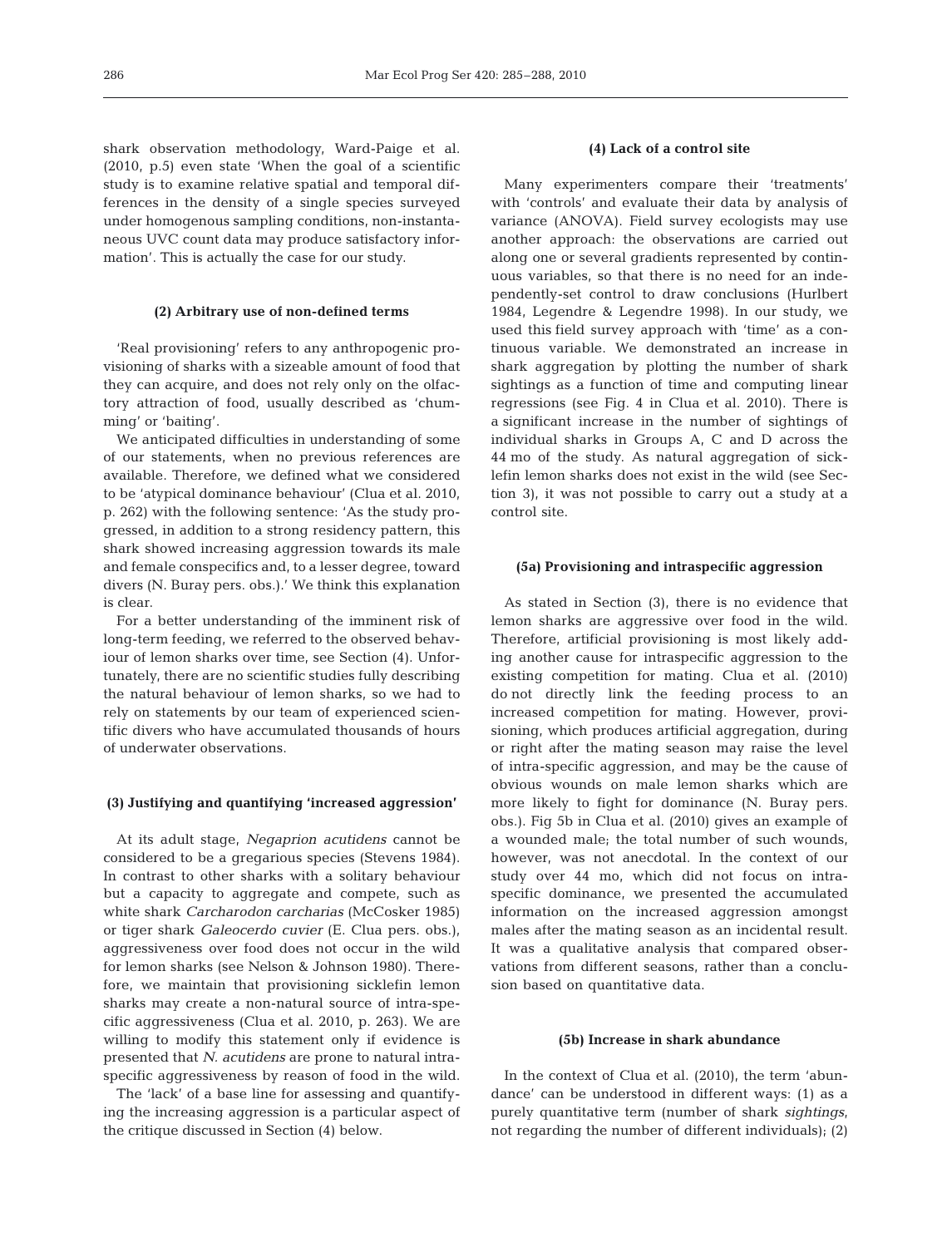shark observation methodology, Ward-Paige et al. (2010, p.5) even state 'When the goal of a scientific study is to examine relative spatial and temporal differences in the density of a single species surveyed under homogenous sampling conditions, non-instantaneous UVC count data may produce satisfactory information'. This is actually the case for our study.

### (2) Arbitrary use of non-defined terms

'Real provisioning' refers to any anthropogenic provisioning of sharks with a sizeable amount of food that they can acquire, and does not rely only on the olfactory attraction of food, usually described as 'chumming' or 'baiting'.

We anticipated difficulties in understanding of some of our statements, when no previous references are available. Therefore, we defined what we considered to be 'atypical dominance behaviour' (Clua et al. 2010, p. 262) with the following sentence: 'As the study progressed, in addition to a strong residency pattern, this shark showed increasing aggression towards its male and female conspecifics and, to a lesser degree, toward divers (N. Buray pers. obs.).' We think this explanation is clear.

For a better understanding of the imminent risk of long-term feeding, we referred to the observed behaviour of lemon sharks over time, see Section (4). Unfortunately, there are no scientific studies fully describing the natural behaviour of lemon sharks, so we had to rely on statements by our team of experienced scientific divers who have accumulated thousands of hours of underwater observations.

### (3) Justifying and quantifying 'increased aggression'

At its adult stage, *Negaprion acutidens* cannot be considered to be a gregarious species (Stevens 1984). In contrast to other sharks with a solitary behaviour but a capacity to aggregate and compete, such as white shark *Carcharodon carcharias* (McCosker 1985) or tiger shark *Galeocerdo cuvier* (E. Clua pers. obs.), aggressiveness over food does not occur in the wild for lemon sharks (see Nelson & Johnson 1980). Therefore, we maintain that provisioning sicklefin lemon sharks may create a non-natural source of intra-specific aggressiveness (Clua et al. 2010, p. 263). We are willing to modify this statement only if evidence is presented that *N. acutidens* are prone to natural intraspecific aggressiveness by reason of food in the wild.

The 'lack' of a base line for assessing and quantifying the increasing aggression is a particular aspect of the critique discussed in Section (4) below.

### (4) Lack of a control site

Many experimenters compare their 'treatments' with 'controls' and evaluate their data by analysis of variance (ANOVA). Field survey ecologists may use another approach: the observations are carried out along one or several gradients represented by continuous variables, so that there is no need for an independently-set control to draw conclusions (Hurlbert 1984, Legendre & Legendre 1998). In our study, we used this field survey approach with 'time' as a continuous variable. We demonstrated an increase in shark aggregation by plotting the number of shark sightings as a function of time and computing linear regressions (see Fig. 4 in Clua et al. 2010). There is a significant increase in the number of sightings of individual sharks in Groups A, C and D across the 44 mo of the study. As natural aggregation of sicklefin lemon sharks does not exist in the wild (see Section 3), it was not possible to carry out a study at a control site.

### (5a) Provisioning and intraspecific aggression

As stated in Section (3), there is no evidence that lemon sharks are aggressive over food in the wild. Therefore, artificial provisioning is most likely adding another cause for intraspecific aggression to the existing competition for mating. Clua et al. (2010) do not directly link the feeding process to an increased competition for mating. However, provisioning, which produces artificial aggregation, during or right after the mating season may raise the level of intra-specific aggression, and may be the cause of obvious wounds on male lemon sharks which are more likely to fight for dominance (N. Buray pers. obs.). Fig 5b in Clua et al. (2010) gives an example of a wounded male; the total number of such wounds, however, was not anecdotal. In the context of our study over 44 mo, which did not focus on intraspecific dominance, we presented the accumulated information on the increased aggression amongst males after the mating season as an incidental result. It was a qualitative analysis that compared observations from different seasons, rather than a conclusion based on quantitative data.

### (5b) Increase in shark abundance

In the context of Clua et al. (2010), the term 'abundance' can be understood in different ways: (1) as a purely quantitative term (number of shark *sightings*, not regarding the number of different individuals); (2)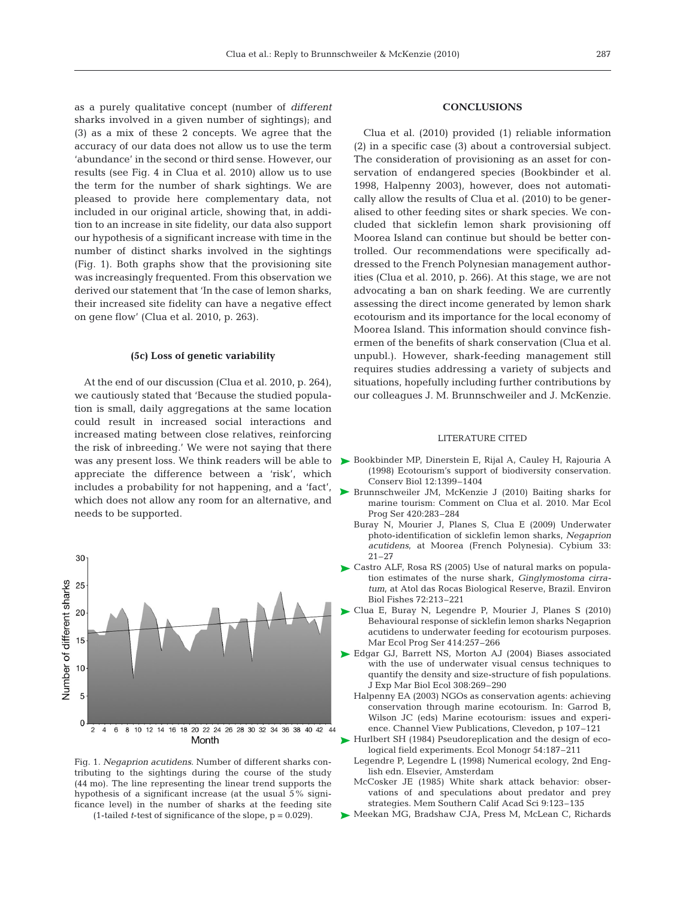as a purely qualitative concept (number of *different* sharks involved in a given number of sightings); and (3) as a mix of these 2 concepts. We agree that the accuracy of our data does not allow us to use the term 'abundance' in the second or third sense. However, our results (see Fig. 4 in Clua et al. 2010) allow us to use the term for the number of shark sightings. We are pleased to provide here complementary data, not included in our original article, showing that, in addition to an increase in site fidelity, our data also support our hypothesis of a significant increase with time in the number of distinct sharks involved in the sightings (Fig. 1). Both graphs show that the provisioning site was increasingly frequented. From this observation we derived our statement that 'In the case of lemon sharks, their increased site fidelity can have a negative effect on gene flow' (Clua et al. 2010, p. 263).

### (5c) Loss of genetic variability

At the end of our discussion (Clua et al. 2010, p. 264), we cautiously stated that 'Because the studied population is small, daily aggregations at the same location could result in increased social interactions and increased mating between close relatives, reinforcing the risk of inbreeding.' We were not saying that there was any present loss. We think readers will be able to appreciate the difference between a 'risk', which includes a probability for not happening, and a 'fact', which does not allow any room for an alternative, and needs to be supported.

Fig. 1. *Negaprion acutidens*. Number of different sharks contributing to the sightings during the course of the study (44 mo). The line representing the linear trend supports the hypothesis of a significant increase (at the usual 5% significance level) in the number of sharks at the feeding site (1-tailed *t*-test of significance of the slope, $p = 0.029$).

## CONCLUSIONS

Clua et al. (2010) provided (1) reliable information (2) in a specific case (3) about a controversial subject. The consideration of provisioning as an asset for conservation of endangered species (Bookbinder et al. 1998, Halpenny 2003), however, does not automatically allow the results of Clua et al. (2010) to be generalised to other feeding sites or shark species. We concluded that sicklefin lemon shark provisioning off Moorea Island can continue but should be better controlled. Our recommendations were specifically addressed to the French Polynesian management authorities (Clua et al. 2010, p. 266). At this stage, we are not advocating a ban on shark feeding. We are currently assessing the direct income generated by lemon shark ecotourism and its importance for the local economy of Moorea Island. This information should convince fishermen of the benefits of shark conservation (Clua et al. unpubl.). However, shark-feeding management still requires studies addressing a variety of subjects and situations, hopefully including further contributions by our colleagues J. M. Brunnschweiler and J. McKenzie.

### LITERATURE CITED

- Bookbinder MP, Dinerstein E, Rijal A, Cauley H, Rajouria A (1998) Ecotourism's support of biodiversity conservation. Conserv Biol 12:1399–1404
- Brunnschweiler JM, McKenzie J (2010) Baiting sharks for marine tourism: Comment on Clua et al. 2010. Mar Ecol Prog Ser 420:283–284
- Buray N, Mourier J, Planes S, Clua E (2009) Underwater photo-identification of sicklefin lemon sharks, *Negaprion acutidens*, at Moorea (French Polynesia). Cybium 33: 21–27
- Castro ALF, Rosa RS (2005) Use of natural marks on population estimates of the nurse shark, *Ginglymostoma cirratum*, at Atol das Rocas Biological Reserve, Brazil. Environ Biol Fishes 72:213–221
- Clua E, Buray N, Legendre P, Mourier J, Planes S (2010) Behavioural response of sicklefin lemon sharks Negaprion acutidens to underwater feeding for ecotourism purposes. Mar Ecol Prog Ser 414:257–266
- Edgar GJ, Barrett NS, Morton AJ (2004) Biases associated with the use of underwater visual census techniques to quantify the density and size-structure of fish populations. J Exp Mar Biol Ecol 308:269–290
- Halpenny EA (2003) NGOs as conservation agents: achieving conservation through marine ecotourism. In: Garrod B, Wilson JC (eds) Marine ecotourism: issues and experience. Channel View Publications, Clevedon, p 107–121
- Hurlbert SH (1984) Pseudoreplication and the design of ecological field experiments. Ecol Monogr 54:187–211
- Legendre P, Legendre L (1998) Numerical ecology, 2nd English edn. Elsevier, Amsterdam
- McCosker JE (1985) White shark attack behavior: observations of and speculations about predator and prey strategies. Mem Southern Calif Acad Sci 9:123–135
- Meekan MG, Bradshaw CJA, Press M, McLean C, Richards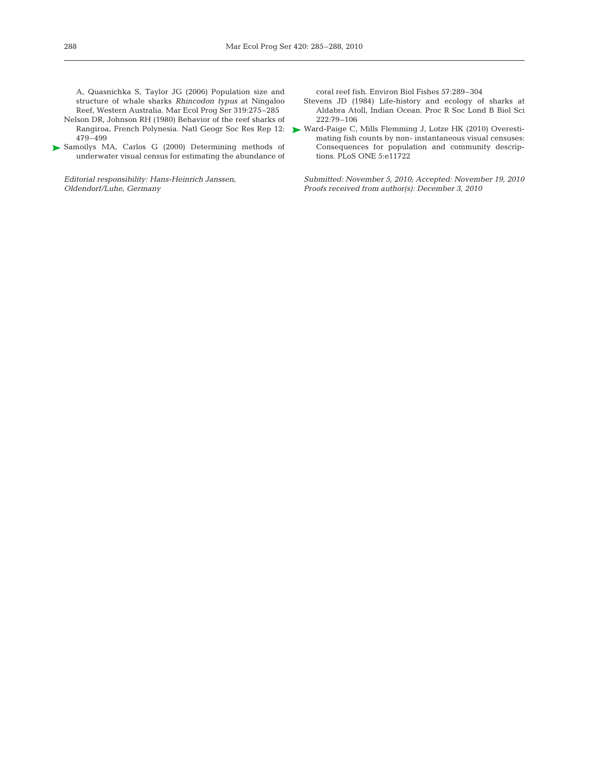A, Quasnichka S, Taylor JG (2006) Population size and structure of whale sharks *Rhincodon typus* at Ningaloo Reef, Western Australia. Mar Ecol Prog Ser 319:275–285

Nelson DR, Johnson RH (1980) Behavior of the reef sharks of Rangiroa, French Polynesia. Natl Geogr Soc Res Rep 12: 479–499

Samoilys MA, Carlos G (2000) Determining methods of underwater visual census for estimating the abundance of coral reef fish. Environ Biol Fishes 57:289–304

Stevens JD (1984) Life-history and ecology of sharks at Aldabra Atoll, Indian Ocean. Proc R Soc Lond B Biol Sci 222:79–106

Ward-Paige C, Mills Flemming J, Lotze HK (2010) Overestimating fish counts by non- instantaneous visual censuses: Consequences for population and community descriptions. PLoS ONE 5:e11722

*Editorial responsibility: Hans-Heinrich Janssen, Oldendorf/Luhe, Germany*

*Submitted: November 5, 2010; Accepted: November 19, 2010*
*Proofs received from author(s): December 3, 2010*